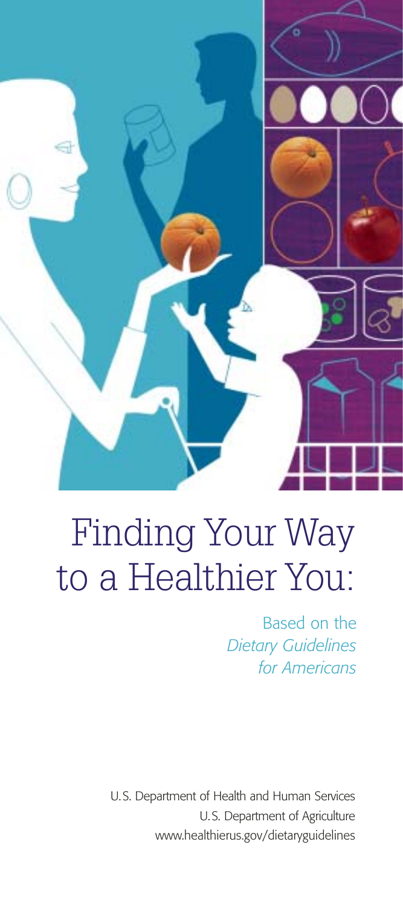# Finding Your Way to a Healthier You:

Based on the *Dietary Guidelines for Americans*

U.S. Department of Health and Human Services
U.S. Department of Agriculture
www.healthierus.gov/dietaryguidelines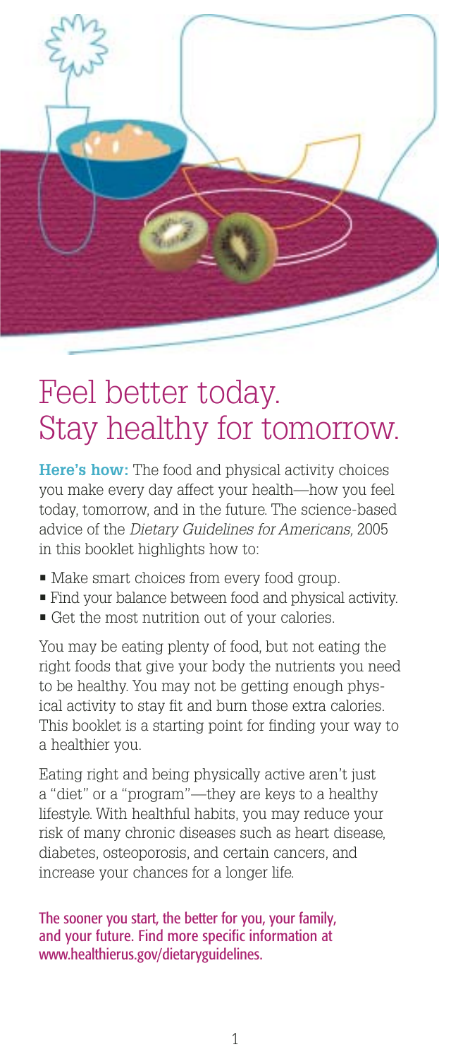# Feel better today. Stay healthy for tomorrow.

**Here's how:** The food and physical activity choices you make every day affect your health—how you feel today, tomorrow, and in the future. The science-based advice of the *Dietary Guidelines for Americans,* 2005 in this booklet highlights how to:

- Make smart choices from every food group.
- Find your balance between food and physical activity.
- Get the most nutrition out of your calories.

You may be eating plenty of food, but not eating the right foods that give your body the nutrients you need to be healthy. You may not be getting enough physical activity to stay fit and burn those extra calories. This booklet is a starting point for finding your way to a healthier you.

Eating right and being physically active aren't just a "diet" or a "program"—they are keys to a healthy lifestyle. With healthful habits, you may reduce your risk of many chronic diseases such as heart disease, diabetes, osteoporosis, and certain cancers, and increase your chances for a longer life.

The sooner you start, the better for you, your family, and your future. Find more specific information at www.healthierus.gov/dietaryguidelines.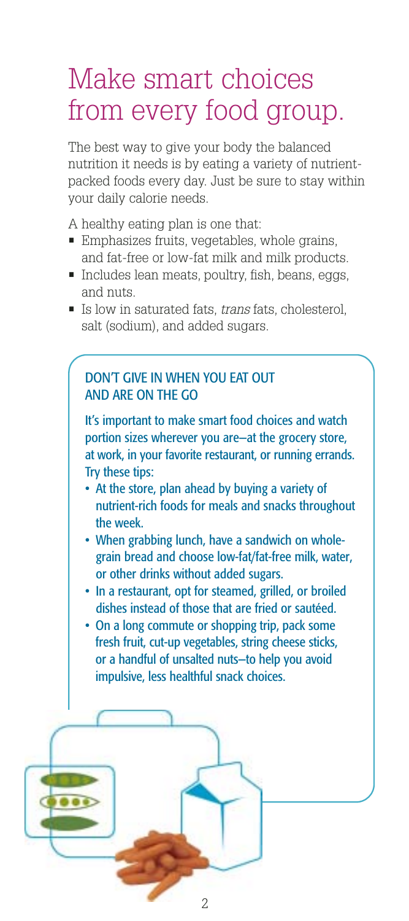# Make smart choices from every food group.

The best way to give your body the balanced nutrition it needs is by eating a variety of nutrient-packed foods every day. Just be sure to stay within your daily calorie needs.

A healthy eating plan is one that:

- Emphasizes fruits, vegetables, whole grains, and fat-free or low-fat milk and milk products.
- Includes lean meats, poultry, fish, beans, eggs, and nuts.
- Is low in saturated fats, *trans* fats, cholesterol, salt (sodium), and added sugars.

## DON'T GIVE IN WHEN YOU EAT OUT AND ARE ON THE GO

It's important to make smart food choices and watch portion sizes wherever you are—at the grocery store, at work, in your favorite restaurant, or running errands. Try these tips:

- At the store, plan ahead by buying a variety of nutrient-rich foods for meals and snacks throughout the week.
- When grabbing lunch, have a sandwich on whole-grain bread and choose low-fat/fat-free milk, water, or other drinks without added sugars.
- In a restaurant, opt for steamed, grilled, or broiled dishes instead of those that are fried or sautéed.
- On a long commute or shopping trip, pack some fresh fruit, cut-up vegetables, string cheese sticks, or a handful of unsalted nuts—to help you avoid impulsive, less healthful snack choices.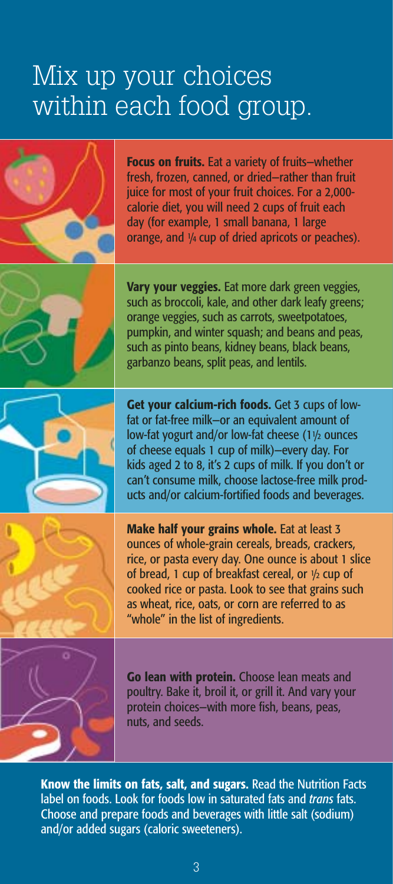# Mix up your choices within each food group.

**Focus on fruits.** Eat a variety of fruits—whether fresh, frozen, canned, or dried—rather than fruit juice for most of your fruit choices. For a 2,000-calorie diet, you will need 2 cups of fruit each day (for example, 1 small banana, 1 large orange, and ¼ cup of dried apricots or peaches).

**Vary your veggies.** Eat more dark green veggies, such as broccoli, kale, and other dark leafy greens; orange veggies, such as carrots, sweetpotatoes, pumpkin, and winter squash; and beans and peas, such as pinto beans, kidney beans, black beans, garbanzo beans, split peas, and lentils.

**Get your calcium-rich foods.** Get 3 cups of low-fat or fat-free milk—or an equivalent amount of low-fat yogurt and/or low-fat cheese (1½ ounces of cheese equals 1 cup of milk)—every day. For kids aged 2 to 8, it's 2 cups of milk. If you don't or can't consume milk, choose lactose-free milk products and/or calcium-fortified foods and beverages.

**Make half your grains whole.** Eat at least 3 ounces of whole-grain cereals, breads, crackers, rice, or pasta every day. One ounce is about 1 slice of bread, 1 cup of breakfast cereal, or ½ cup of cooked rice or pasta. Look to see that grains such as wheat, rice, oats, or corn are referred to as "whole" in the list of ingredients.

**Go lean with protein.** Choose lean meats and poultry. Bake it, broil it, or grill it. And vary your protein choices—with more fish, beans, peas, nuts, and seeds.

**Know the limits on fats, salt, and sugars.** Read the Nutrition Facts label on foods. Look for foods low in saturated fats and *trans* fats. Choose and prepare foods and beverages with little salt (sodium) and/or added sugars (caloric sweeteners).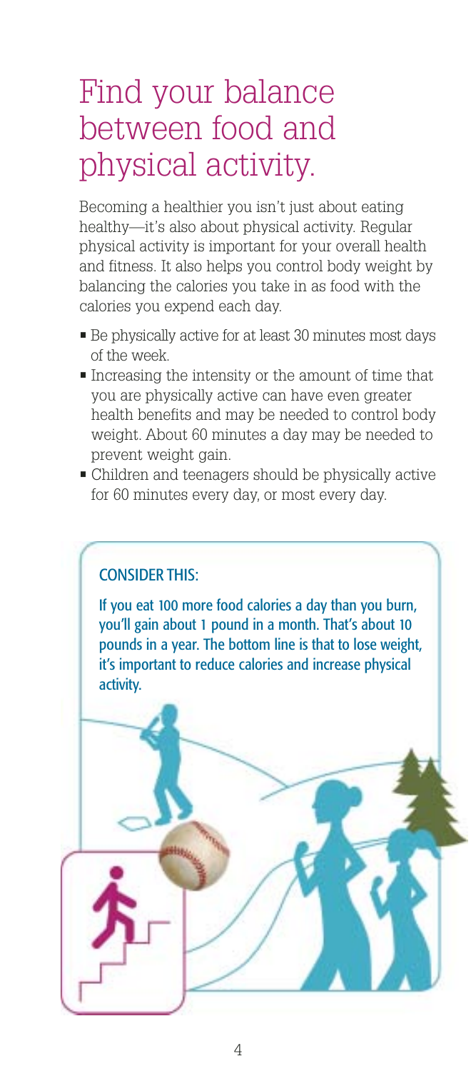# Find your balance between food and physical activity.

Becoming a healthier you isn't just about eating healthy—it's also about physical activity. Regular physical activity is important for your overall health and fitness. It also helps you control body weight by balancing the calories you take in as food with the calories you expend each day.

- Be physically active for at least 30 minutes most days of the week.
- Increasing the intensity or the amount of time that you are physically active can have even greater health benefits and may be needed to control body weight. About 60 minutes a day may be needed to prevent weight gain.
- Children and teenagers should be physically active for 60 minutes every day, or most every day.

**CONSIDER THIS:**

If you eat 100 more food calories a day than you burn, you'll gain about 1 pound in a month. That's about 10 pounds in a year. The bottom line is that to lose weight, it's important to reduce calories and increase physical activity.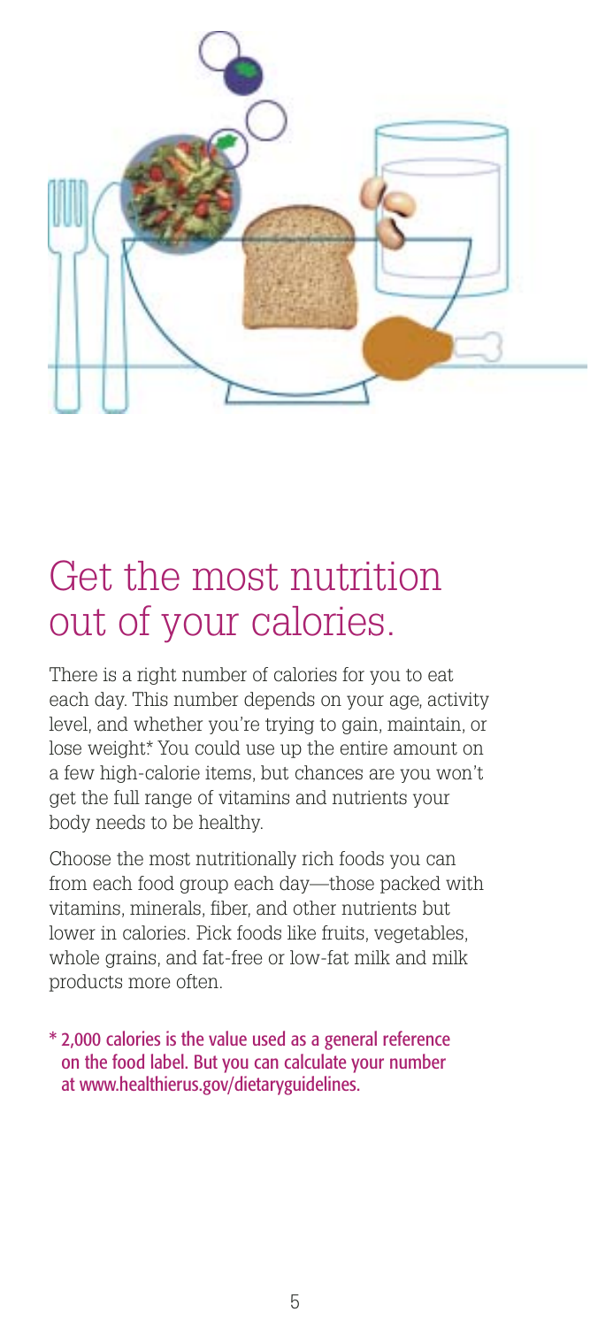# Get the most nutrition out of your calories.

There is a right number of calories for you to eat each day. This number depends on your age, activity level, and whether you're trying to gain, maintain, or lose weight.* You could use up the entire amount on a few high-calorie items, but chances are you won't get the full range of vitamins and nutrients your body needs to be healthy.

Choose the most nutritionally rich foods you can from each food group each day—those packed with vitamins, minerals, fiber, and other nutrients but lower in calories. Pick foods like fruits, vegetables, whole grains, and fat-free or low-fat milk and milk products more often.

* 2,000 calories is the value used as a general reference on the food label. But you can calculate your number at www.healthierus.gov/dietaryguidelines.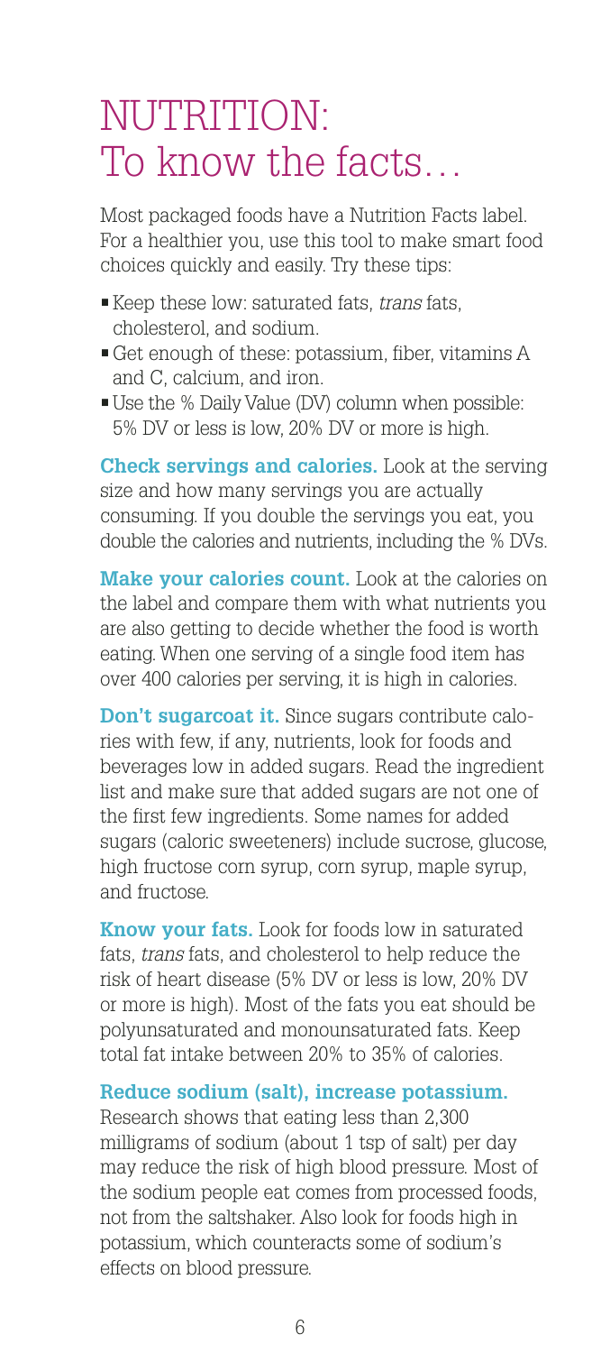# NUTRITION: To know the facts…

Most packaged foods have a Nutrition Facts label. For a healthier you, use this tool to make smart food choices quickly and easily. Try these tips:

- Keep these low: saturated fats, *trans* fats, cholesterol, and sodium.
- Get enough of these: potassium, fiber, vitamins A and C, calcium, and iron.
- Use the % Daily Value (DV) column when possible: 5% DV or less is low, 20% DV or more is high.

**Check servings and calories.** Look at the serving size and how many servings you are actually consuming. If you double the servings you eat, you double the calories and nutrients, including the % DVs.

**Make your calories count.** Look at the calories on the label and compare them with what nutrients you are also getting to decide whether the food is worth eating. When one serving of a single food item has over 400 calories per serving, it is high in calories.

**Don't sugarcoat it.** Since sugars contribute calories with few, if any, nutrients, look for foods and beverages low in added sugars. Read the ingredient list and make sure that added sugars are not one of the first few ingredients. Some names for added sugars (caloric sweeteners) include sucrose, glucose, high fructose corn syrup, corn syrup, maple syrup, and fructose.

**Know your fats.** Look for foods low in saturated fats, *trans* fats, and cholesterol to help reduce the risk of heart disease (5% DV or less is low, 20% DV or more is high). Most of the fats you eat should be polyunsaturated and monounsaturated fats. Keep total fat intake between 20% to 35% of calories.

**Reduce sodium (salt), increase potassium.** Research shows that eating less than 2,300 milligrams of sodium (about 1 tsp of salt) per day may reduce the risk of high blood pressure. Most of the sodium people eat comes from processed foods, not from the saltshaker. Also look for foods high in potassium, which counteracts some of sodium's effects on blood pressure.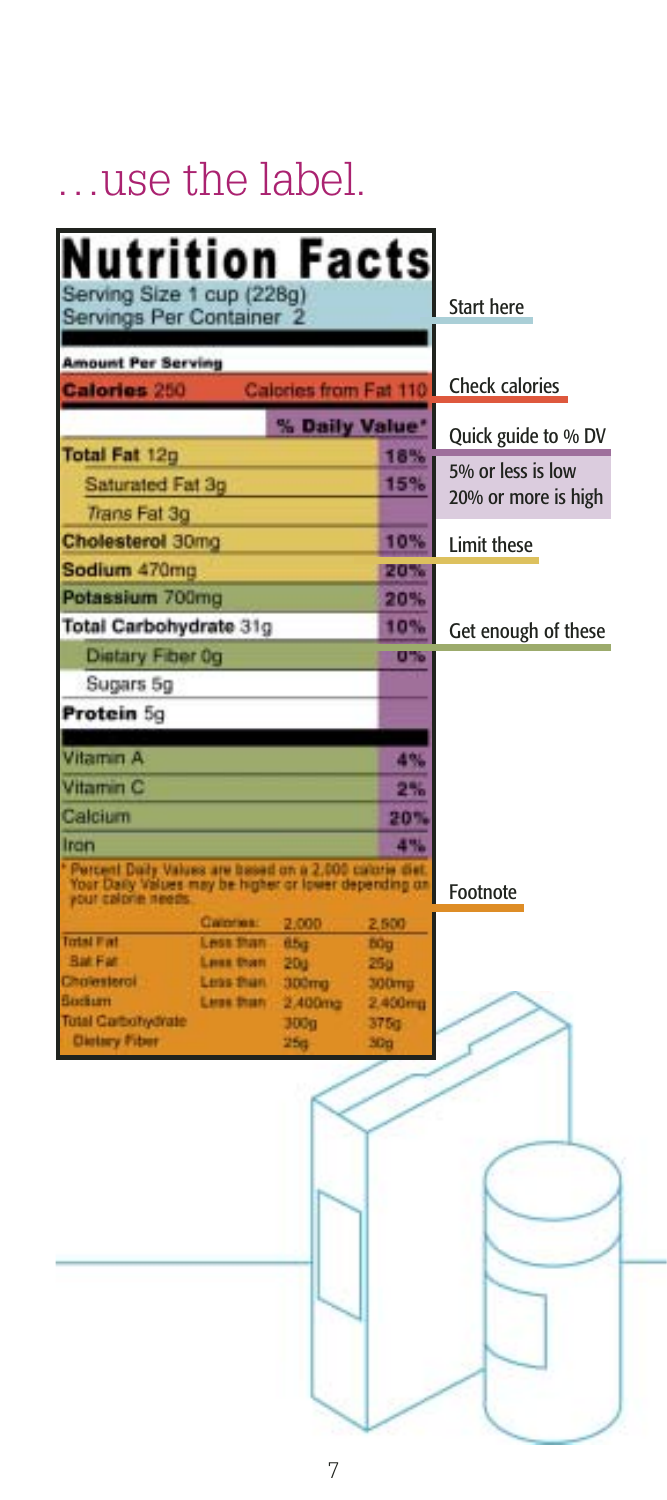# …use the label.

## Nutrition Facts

Serving Size 1 cup (228g)
Servings Per Container 2

**Start here**

**Amount Per Serving**

**Calories** 250 — Calories from Fat 110

**Check calories**

| | % Daily Value* |
|---|---|
| **Total Fat** 12g | 18% |
| Saturated Fat 3g | 15% |
| *Trans* Fat 3g | |
| **Cholesterol** 30mg | 10% |
| **Sodium** 470mg | 20% |
| **Potassium** 700mg | 20% |
| **Total Carbohydrate** 31g | 10% |
| Dietary Fiber 0g | 0% |
| Sugars 5g | |
| **Protein** 5g | |
| Vitamin A | 4% |
| Vitamin C | 2% |
| Calcium | 20% |
| Iron | 4% |

**Quick guide to % DV**

5% or less is low
20% or more is high

**Limit these**

**Get enough of these**

* Percent Daily Values are based on a 2,000 calorie diet. Your Daily Values may be higher or lower depending on your calorie needs.

| | Calories: | 2,000 | 2,500 |
|---|---|---|---|
| Total Fat | Less than | 65g | 80g |
| Sat Fat | Less than | 20g | 25g |
| Cholesterol | Less than | 300mg | 300mg |
| Sodium | Less than | 2,400mg | 2,400mg |
| Total Carbohydrate | | 300g | 375g |
| Dietary Fiber | | 25g | 30g |

**Footnote**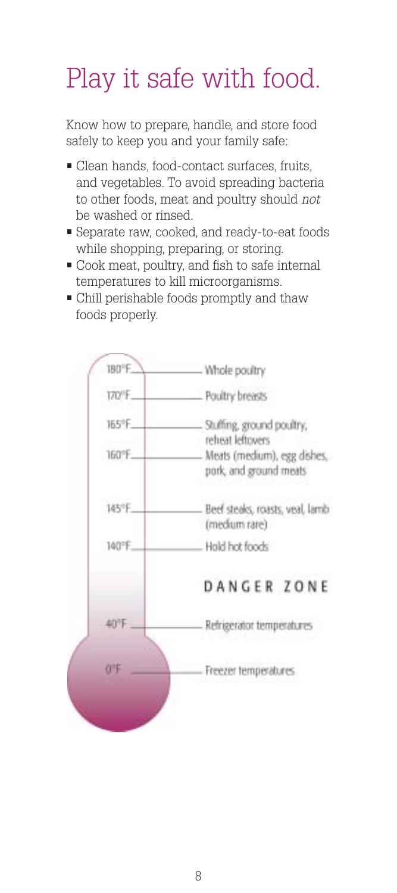# Play it safe with food.

Know how to prepare, handle, and store food safely to keep you and your family safe:

- Clean hands, food-contact surfaces, fruits, and vegetables. To avoid spreading bacteria to other foods, meat and poultry should *not* be washed or rinsed.
- Separate raw, cooked, and ready-to-eat foods while shopping, preparing, or storing.
- Cook meat, poultry, and fish to safe internal temperatures to kill microorganisms.
- Chill perishable foods promptly and thaw foods properly.

| Temperature | Food |
|---|---|
| 180°F | Whole poultry |
| 170°F | Poultry breasts |
| 165°F | Stuffing, ground poultry, reheat leftovers |
| 160°F | Meats (medium), egg dishes, pork, and ground meats |
| 145°F | Beef steaks, roasts, veal, lamb (medium rare) |
| 140°F | Hold hot foods |
| | DANGER ZONE |
| 40°F | Refrigerator temperatures |
| 0°F | Freezer temperatures |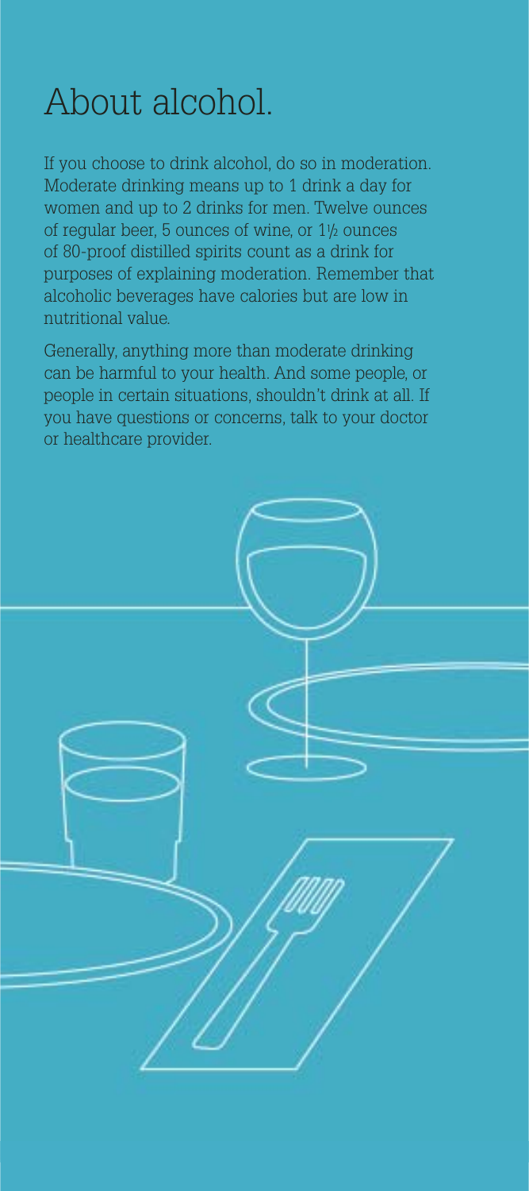# About alcohol.

If you choose to drink alcohol, do so in moderation. Moderate drinking means up to 1 drink a day for women and up to 2 drinks for men. Twelve ounces of regular beer, 5 ounces of wine, or 1½ ounces of 80-proof distilled spirits count as a drink for purposes of explaining moderation. Remember that alcoholic beverages have calories but are low in nutritional value.

Generally, anything more than moderate drinking can be harmful to your health. And some people, or people in certain situations, shouldn't drink at all. If you have questions or concerns, talk to your doctor or healthcare provider.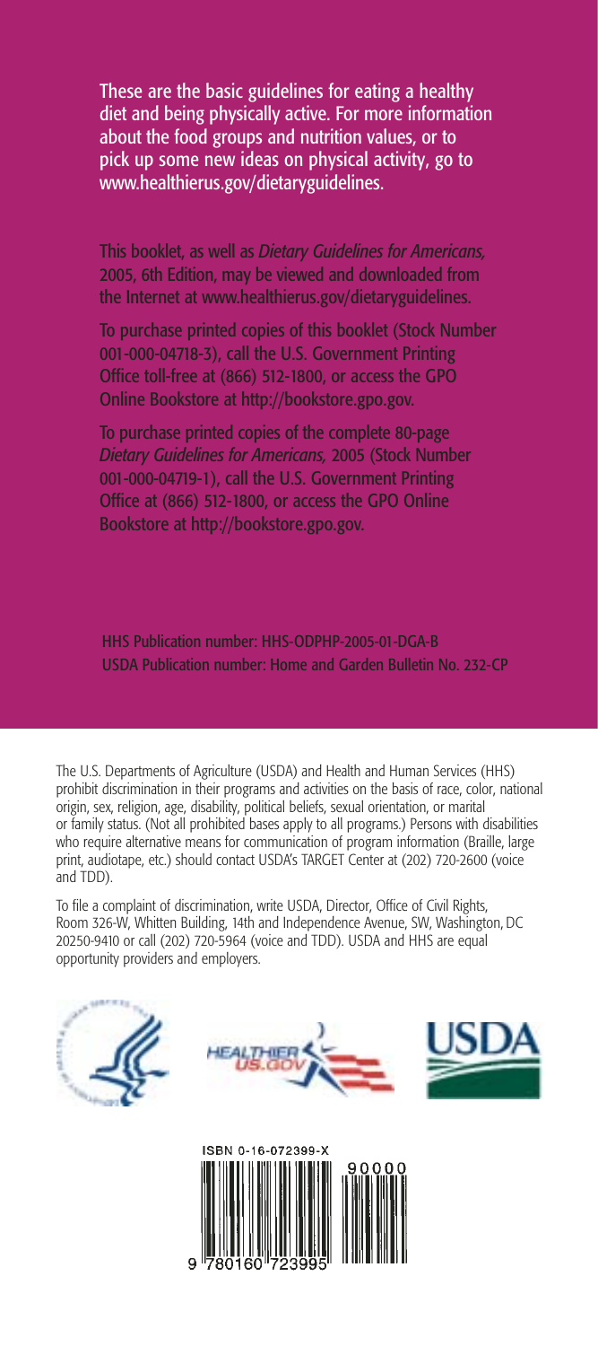These are the basic guidelines for eating a healthy diet and being physically active. For more information about the food groups and nutrition values, or to pick up some new ideas on physical activity, go to www.healthierus.gov/dietaryguidelines.

This booklet, as well as *Dietary Guidelines for Americans,* 2005, 6th Edition, may be viewed and downloaded from the Internet at www.healthierus.gov/dietaryguidelines.

To purchase printed copies of this booklet (Stock Number 001-000-04718-3), call the U.S. Government Printing Office toll-free at (866) 512-1800, or access the GPO Online Bookstore at http://bookstore.gpo.gov.

To purchase printed copies of the complete 80-page *Dietary Guidelines for Americans,* 2005 (Stock Number 001-000-04719-1), call the U.S. Government Printing Office at (866) 512-1800, or access the GPO Online Bookstore at http://bookstore.gpo.gov.

HHS Publication number: HHS-ODPHP-2005-01-DGA-B
USDA Publication number: Home and Garden Bulletin No. 232-CP

The U.S. Departments of Agriculture (USDA) and Health and Human Services (HHS) prohibit discrimination in their programs and activities on the basis of race, color, national origin, sex, religion, age, disability, political beliefs, sexual orientation, or marital or family status. (Not all prohibited bases apply to all programs.) Persons with disabilities who require alternative means for communication of program information (Braille, large print, audiotape, etc.) should contact USDA's TARGET Center at (202) 720-2600 (voice and TDD).

To file a complaint of discrimination, write USDA, Director, Office of Civil Rights, Room 326-W, Whitten Building, 14th and Independence Avenue, SW, Washington, DC 20250-9410 or call (202) 720-5964 (voice and TDD). USDA and HHS are equal opportunity providers and employers.

HEALTHIER US.GOV

USDA

ISBN 0-16-072399-X

9 780160 723995

90000